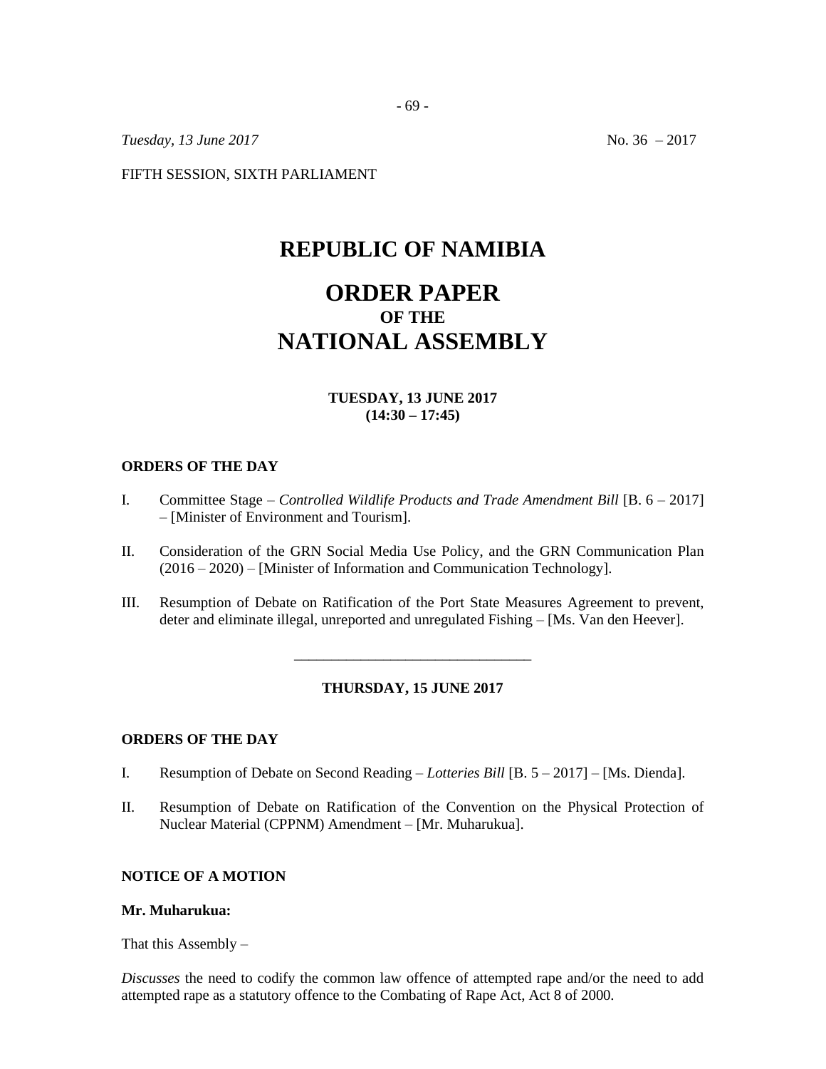*Tuesday, 13 June 2017* No. 36 – 2017

FIFTH SESSION, SIXTH PARLIAMENT

# REPUBLIC OF NAMIBIA

# ORDER PAPER
## OF THE
# NATIONAL ASSEMBLY

**TUESDAY, 13 JUNE 2017**
**(14:30 – 17:45)**

### ORDERS OF THE DAY

I. Committee Stage – *Controlled Wildlife Products and Trade Amendment Bill* [B. 6 – 2017] – [Minister of Environment and Tourism].

II. Consideration of the GRN Social Media Use Policy, and the GRN Communication Plan (2016 – 2020) – [Minister of Information and Communication Technology].

III. Resumption of Debate on Ratification of the Port State Measures Agreement to prevent, deter and eliminate illegal, unreported and unregulated Fishing – [Ms. Van den Heever].

---

**THURSDAY, 15 JUNE 2017**

### ORDERS OF THE DAY

I. Resumption of Debate on Second Reading – *Lotteries Bill* [B. 5 – 2017] – [Ms. Dienda].

II. Resumption of Debate on Ratification of the Convention on the Physical Protection of Nuclear Material (CPPNM) Amendment – [Mr. Muharukua].

### NOTICE OF A MOTION

**Mr. Muharukua:**

That this Assembly –

*Discusses* the need to codify the common law offence of attempted rape and/or the need to add attempted rape as a statutory offence to the Combating of Rape Act, Act 8 of 2000.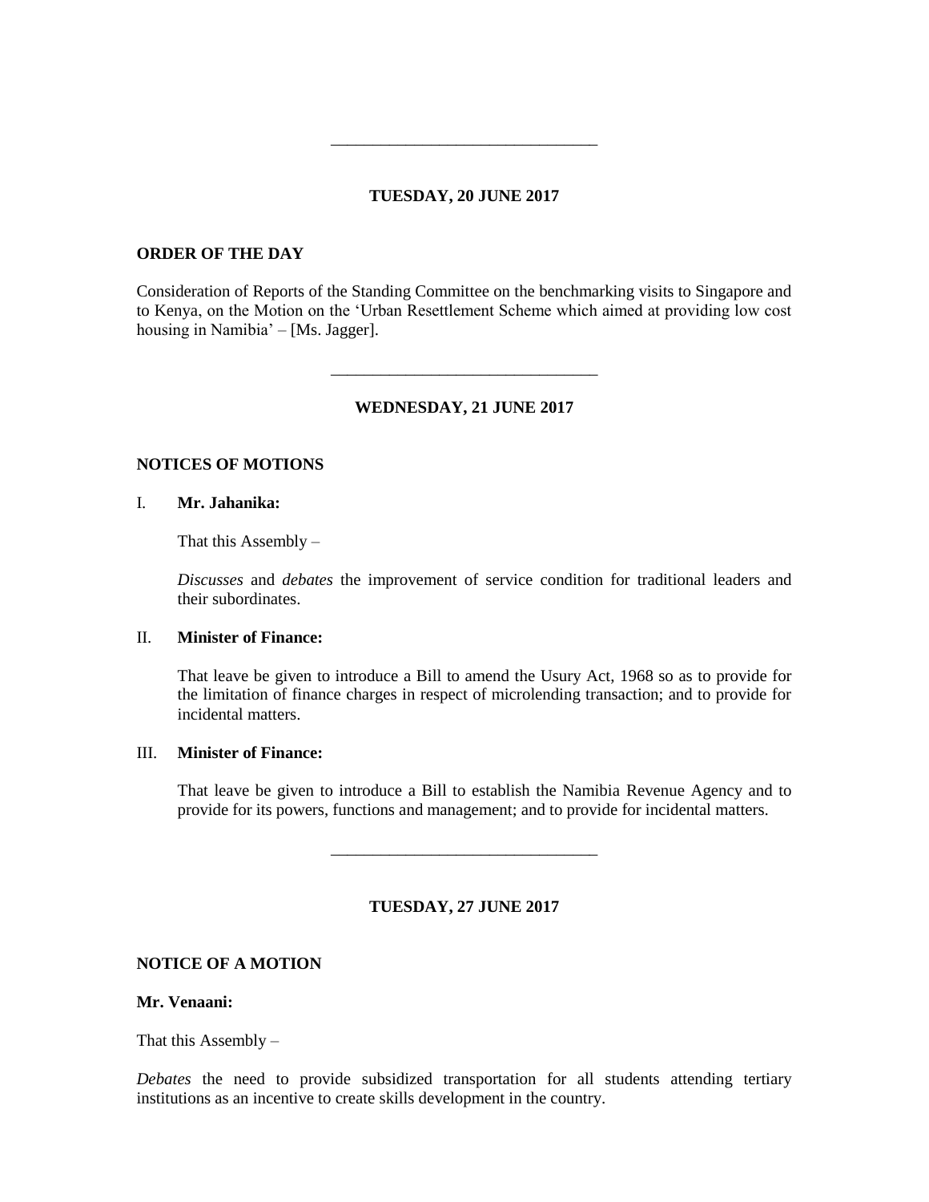---

**TUESDAY, 20 JUNE 2017**

**ORDER OF THE DAY**

Consideration of Reports of the Standing Committee on the benchmarking visits to Singapore and to Kenya, on the Motion on the 'Urban Resettlement Scheme which aimed at providing low cost housing in Namibia' – [Ms. Jagger].

---

**WEDNESDAY, 21 JUNE 2017**

**NOTICES OF MOTIONS**

I. **Mr. Jahanika:**

That this Assembly –

*Discusses* and *debates* the improvement of service condition for traditional leaders and their subordinates.

II. **Minister of Finance:**

That leave be given to introduce a Bill to amend the Usury Act, 1968 so as to provide for the limitation of finance charges in respect of microlending transaction; and to provide for incidental matters.

III. **Minister of Finance:**

That leave be given to introduce a Bill to establish the Namibia Revenue Agency and to provide for its powers, functions and management; and to provide for incidental matters.

---

**TUESDAY, 27 JUNE 2017**

**NOTICE OF A MOTION**

**Mr. Venaani:**

That this Assembly –

*Debates* the need to provide subsidized transportation for all students attending tertiary institutions as an incentive to create skills development in the country.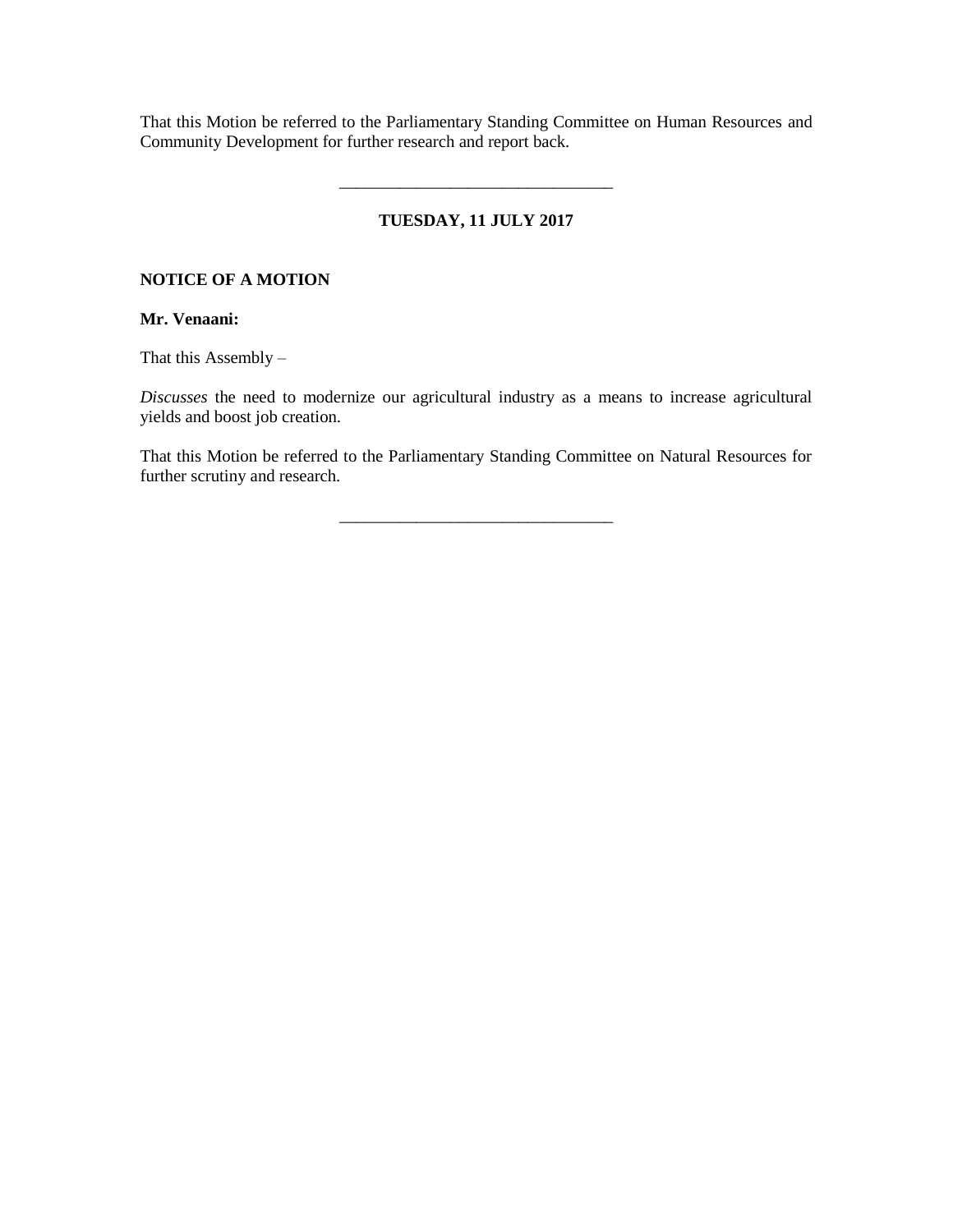That this Motion be referred to the Parliamentary Standing Committee on Human Resources and Community Development for further research and report back.

---

**TUESDAY, 11 JULY 2017**

**NOTICE OF A MOTION**

**Mr. Venaani:**

That this Assembly –

*Discusses* the need to modernize our agricultural industry as a means to increase agricultural yields and boost job creation.

That this Motion be referred to the Parliamentary Standing Committee on Natural Resources for further scrutiny and research.

---